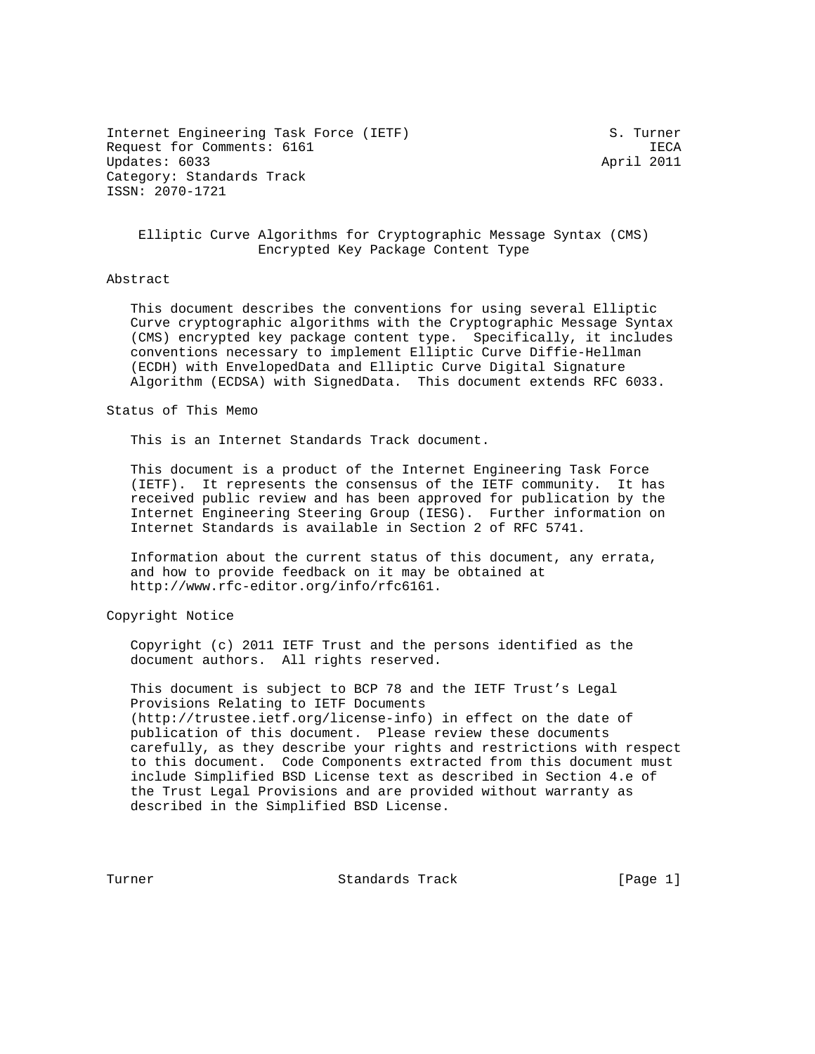Internet Engineering Task Force (IETF)                         S. Turner
Request for Comments: 6161                                          IECA
Updates: 6033                                                 April 2011
Category: Standards Track
ISSN: 2070-1721

# Elliptic Curve Algorithms for Cryptographic Message Syntax (CMS) Encrypted Key Package Content Type

## Abstract

This document describes the conventions for using several Elliptic Curve cryptographic algorithms with the Cryptographic Message Syntax (CMS) encrypted key package content type. Specifically, it includes conventions necessary to implement Elliptic Curve Diffie-Hellman (ECDH) with EnvelopedData and Elliptic Curve Digital Signature Algorithm (ECDSA) with SignedData. This document extends RFC 6033.

## Status of This Memo

This is an Internet Standards Track document.

This document is a product of the Internet Engineering Task Force (IETF). It represents the consensus of the IETF community. It has received public review and has been approved for publication by the Internet Engineering Steering Group (IESG). Further information on Internet Standards is available in Section 2 of RFC 5741.

Information about the current status of this document, any errata, and how to provide feedback on it may be obtained at http://www.rfc-editor.org/info/rfc6161.

## Copyright Notice

Copyright (c) 2011 IETF Trust and the persons identified as the document authors. All rights reserved.

This document is subject to BCP 78 and the IETF Trust's Legal Provisions Relating to IETF Documents (http://trustee.ietf.org/license-info) in effect on the date of publication of this document. Please review these documents carefully, as they describe your rights and restrictions with respect to this document. Code Components extracted from this document must include Simplified BSD License text as described in Section 4.e of the Trust Legal Provisions and are provided without warranty as described in the Simplified BSD License.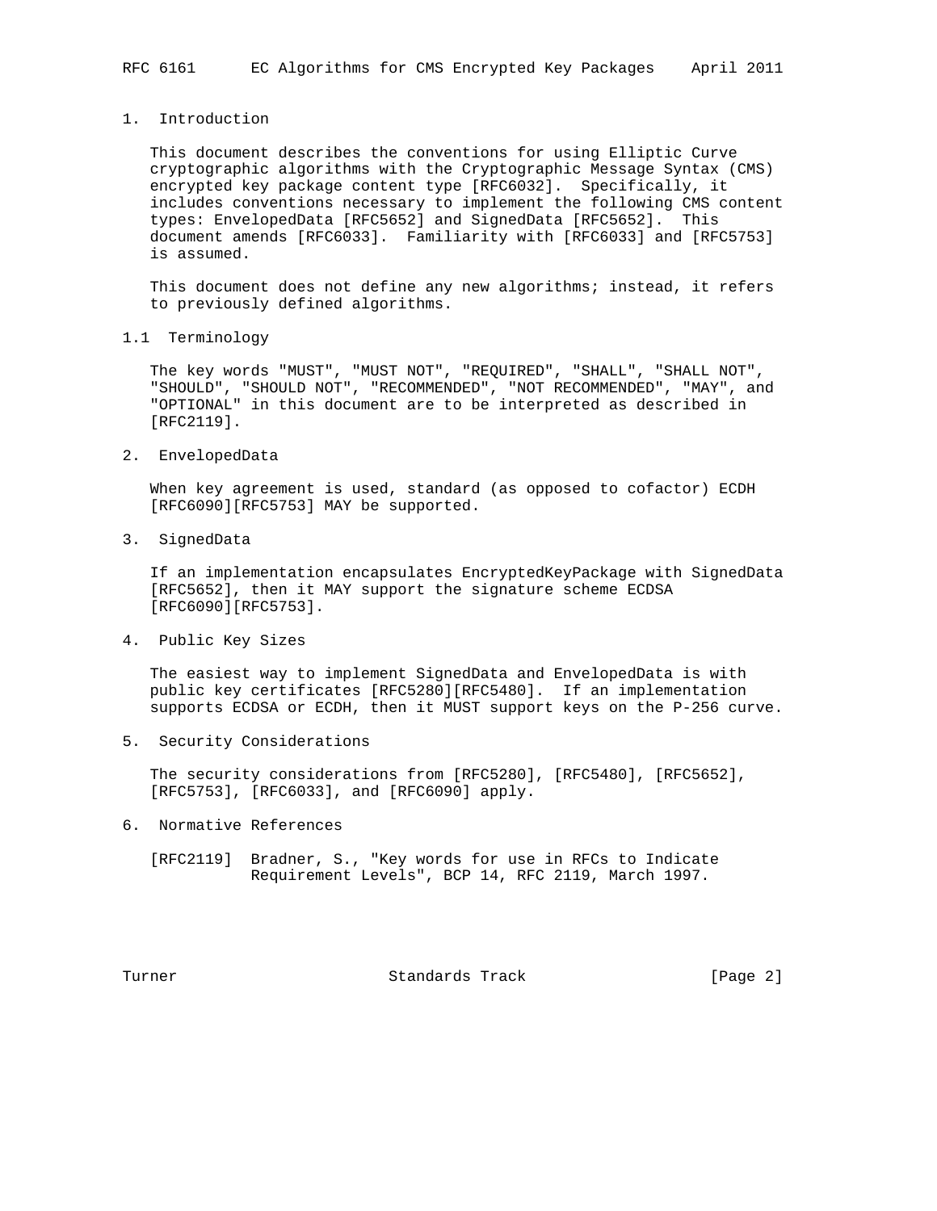# 1. Introduction

This document describes the conventions for using Elliptic Curve cryptographic algorithms with the Cryptographic Message Syntax (CMS) encrypted key package content type [RFC6032]. Specifically, it includes conventions necessary to implement the following CMS content types: EnvelopedData [RFC5652] and SignedData [RFC5652]. This document amends [RFC6033]. Familiarity with [RFC6033] and [RFC5753] is assumed.

This document does not define any new algorithms; instead, it refers to previously defined algorithms.

## 1.1 Terminology

The key words "MUST", "MUST NOT", "REQUIRED", "SHALL", "SHALL NOT", "SHOULD", "SHOULD NOT", "RECOMMENDED", "NOT RECOMMENDED", "MAY", and "OPTIONAL" in this document are to be interpreted as described in [RFC2119].

# 2. EnvelopedData

When key agreement is used, standard (as opposed to cofactor) ECDH [RFC6090][RFC5753] MAY be supported.

# 3. SignedData

If an implementation encapsulates EncryptedKeyPackage with SignedData [RFC5652], then it MAY support the signature scheme ECDSA [RFC6090][RFC5753].

# 4. Public Key Sizes

The easiest way to implement SignedData and EnvelopedData is with public key certificates [RFC5280][RFC5480]. If an implementation supports ECDSA or ECDH, then it MUST support keys on the P-256 curve.

# 5. Security Considerations

The security considerations from [RFC5280], [RFC5480], [RFC5652], [RFC5753], [RFC6033], and [RFC6090] apply.

# 6. Normative References

[RFC2119] Bradner, S., "Key words for use in RFCs to Indicate Requirement Levels", BCP 14, RFC 2119, March 1997.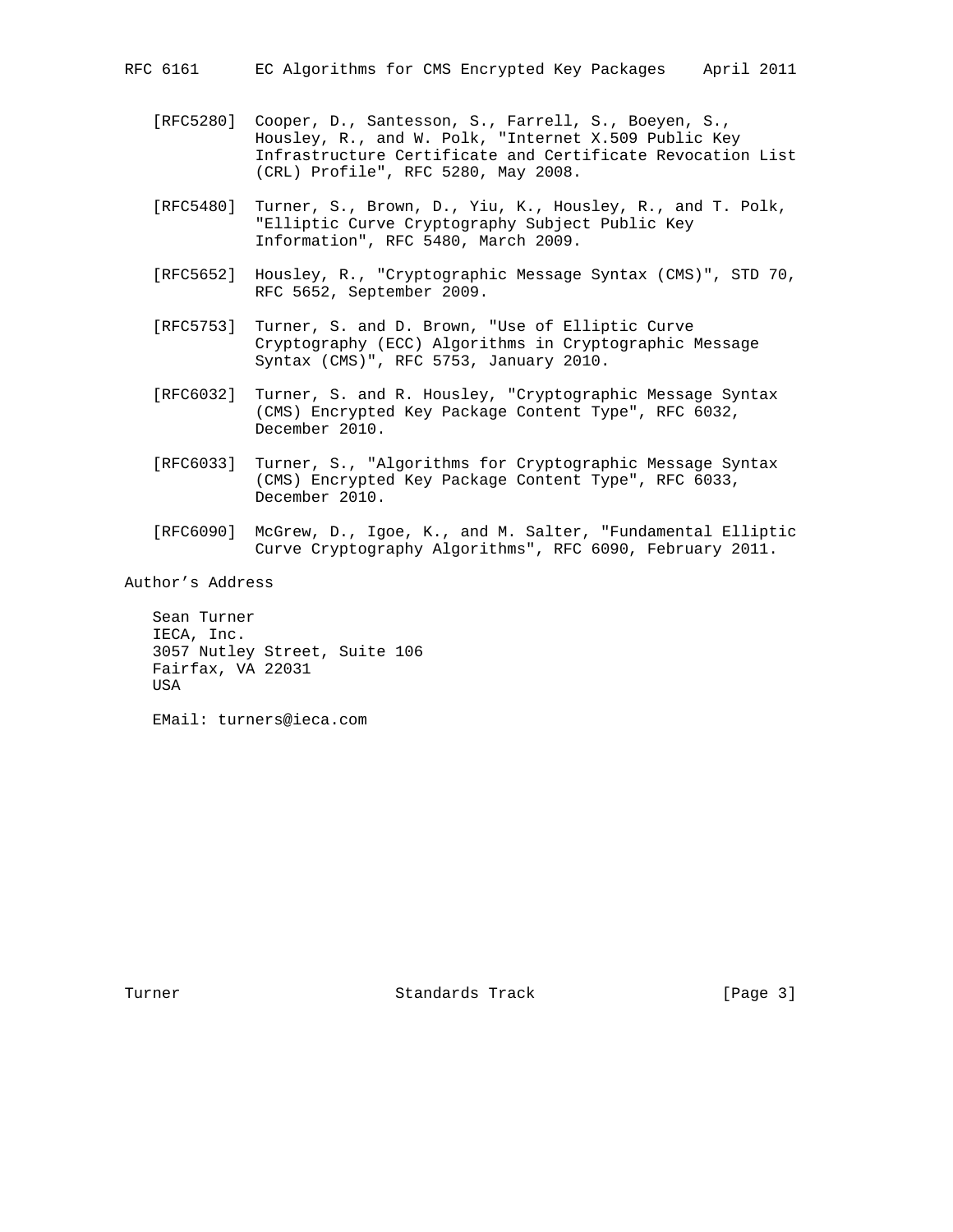[RFC5280] Cooper, D., Santesson, S., Farrell, S., Boeyen, S., Housley, R., and W. Polk, "Internet X.509 Public Key Infrastructure Certificate and Certificate Revocation List (CRL) Profile", RFC 5280, May 2008.

[RFC5480] Turner, S., Brown, D., Yiu, K., Housley, R., and T. Polk, "Elliptic Curve Cryptography Subject Public Key Information", RFC 5480, March 2009.

[RFC5652] Housley, R., "Cryptographic Message Syntax (CMS)", STD 70, RFC 5652, September 2009.

[RFC5753] Turner, S. and D. Brown, "Use of Elliptic Curve Cryptography (ECC) Algorithms in Cryptographic Message Syntax (CMS)", RFC 5753, January 2010.

[RFC6032] Turner, S. and R. Housley, "Cryptographic Message Syntax (CMS) Encrypted Key Package Content Type", RFC 6032, December 2010.

[RFC6033] Turner, S., "Algorithms for Cryptographic Message Syntax (CMS) Encrypted Key Package Content Type", RFC 6033, December 2010.

[RFC6090] McGrew, D., Igoe, K., and M. Salter, "Fundamental Elliptic Curve Cryptography Algorithms", RFC 6090, February 2011.

## Author's Address

Sean Turner
IECA, Inc.
3057 Nutley Street, Suite 106
Fairfax, VA 22031
USA

EMail: turners@ieca.com